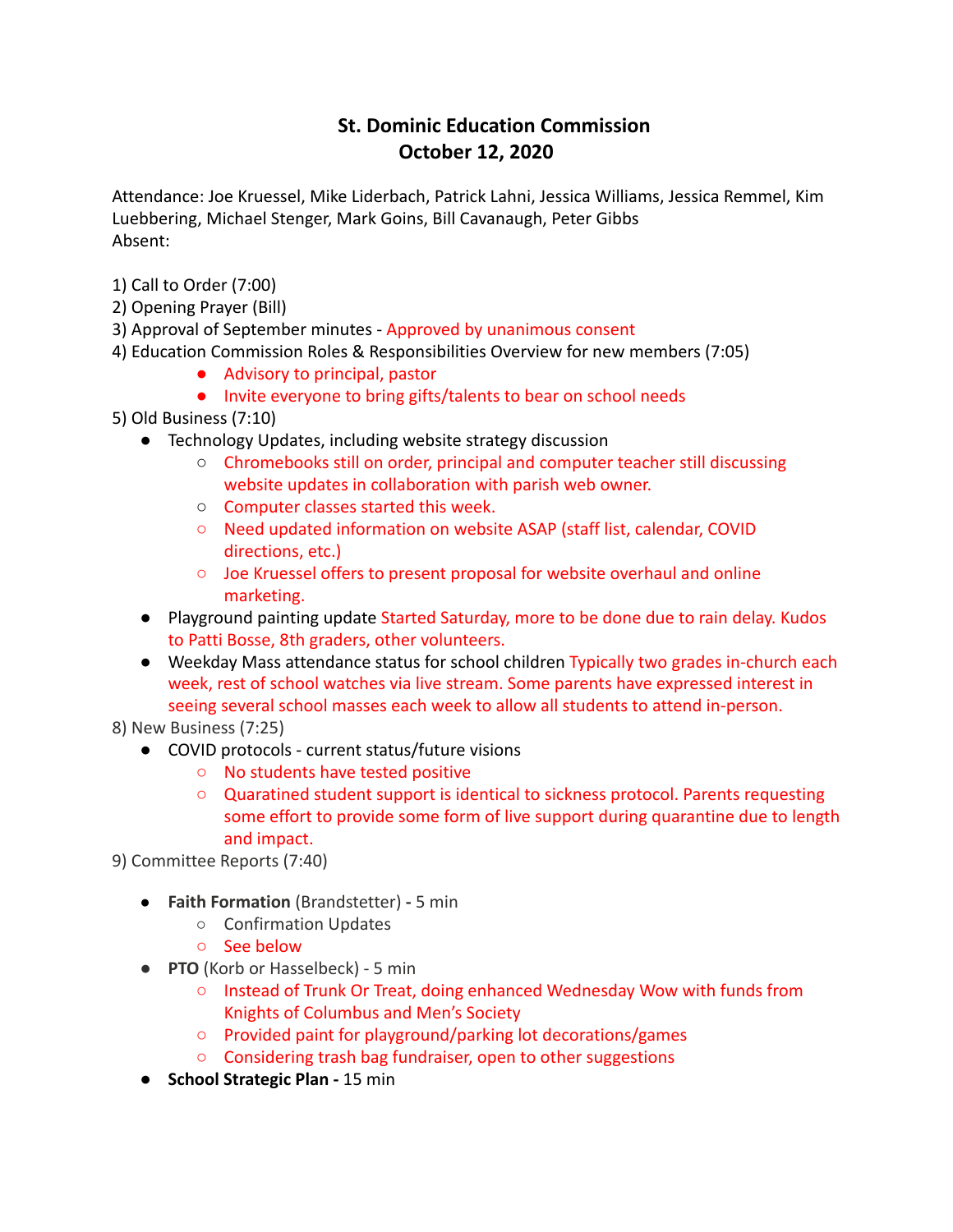# St. Dominic Education Commission
# October 12, 2020

Attendance: Joe Kruessel, Mike Liderbach, Patrick Lahni, Jessica Williams, Jessica Remmel, Kim Luebbering, Michael Stenger, Mark Goins, Bill Cavanaugh, Peter Gibbs
Absent:

1) Call to Order (7:00)
2) Opening Prayer (Bill)
3) Approval of September minutes - Approved by unanimous consent
4) Education Commission Roles & Responsibilities Overview for new members (7:05)
   - Advisory to principal, pastor
   - Invite everyone to bring gifts/talents to bear on school needs
5) Old Business (7:10)
   - Technology Updates, including website strategy discussion
     - Chromebooks still on order, principal and computer teacher still discussing website updates in collaboration with parish web owner.
     - Computer classes started this week.
     - Need updated information on website ASAP (staff list, calendar, COVID directions, etc.)
     - Joe Kruessel offers to present proposal for website overhaul and online marketing.
   - Playground painting update Started Saturday, more to be done due to rain delay. Kudos to Patti Bosse, 8th graders, other volunteers.
   - Weekday Mass attendance status for school children Typically two grades in-church each week, rest of school watches via live stream. Some parents have expressed interest in seeing several school masses each week to allow all students to attend in-person.

8) New Business (7:25)
   - COVID protocols - current status/future visions
     - No students have tested positive
     - Quaratined student support is identical to sickness protocol. Parents requesting some effort to provide some form of live support during quarantine due to length and impact.

9) Committee Reports (7:40)
   - **Faith Formation** (Brandstetter) **-** 5 min
     - Confirmation Updates
     - See below
   - **PTO** (Korb or Hasselbeck) - 5 min
     - Instead of Trunk Or Treat, doing enhanced Wednesday Wow with funds from Knights of Columbus and Men's Society
     - Provided paint for playground/parking lot decorations/games
     - Considering trash bag fundraiser, open to other suggestions
   - **School Strategic Plan -** 15 min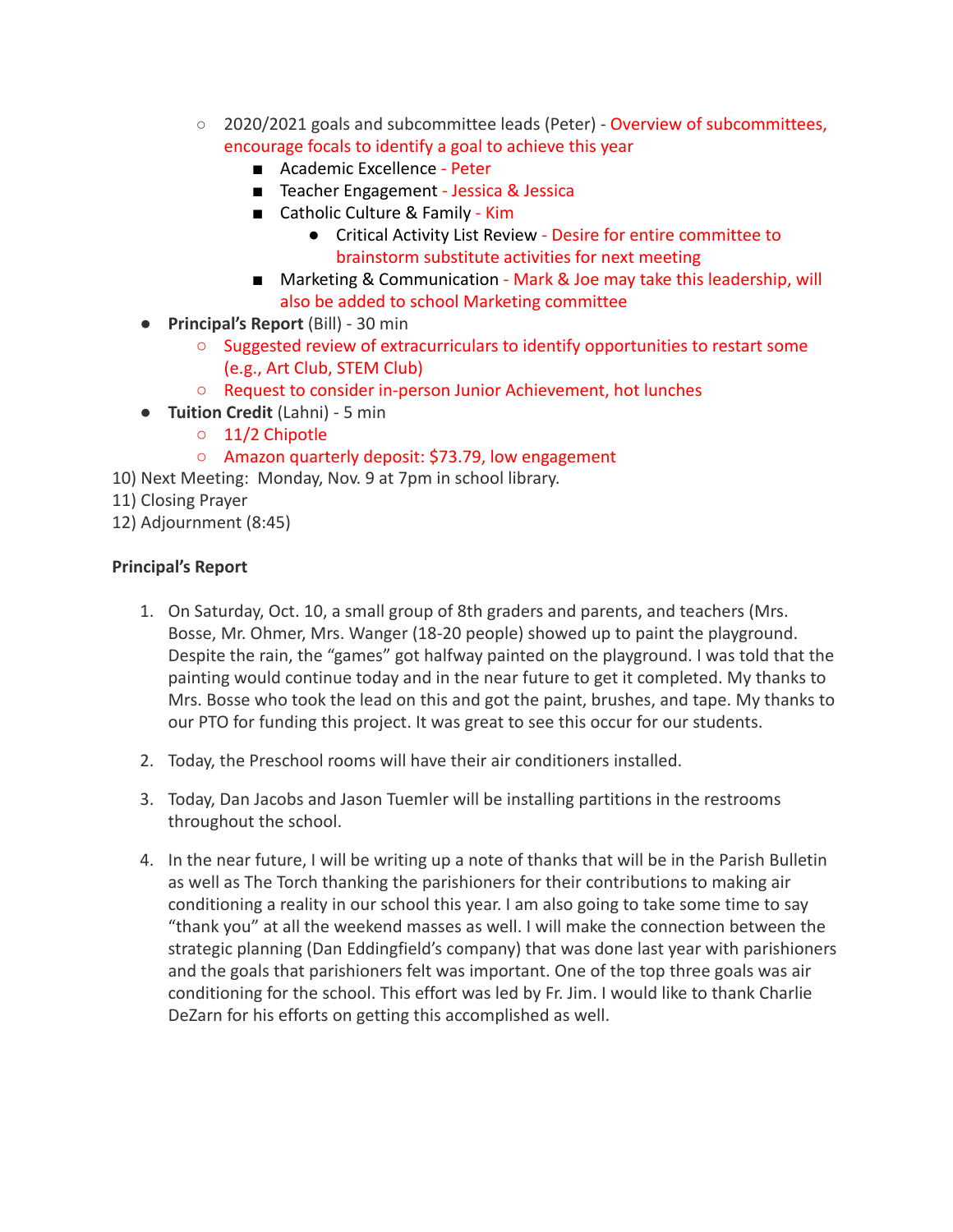- 2020/2021 goals and subcommittee leads (Peter) - Overview of subcommittees, encourage focals to identify a goal to achieve this year
        - Academic Excellence - Peter
        - Teacher Engagement - Jessica & Jessica
        - Catholic Culture & Family - Kim
            - Critical Activity List Review - Desire for entire committee to brainstorm substitute activities for next meeting
        - Marketing & Communication - Mark & Joe may take this leadership, will also be added to school Marketing committee
- **Principal's Report** (Bill) - 30 min
    - Suggested review of extracurriculars to identify opportunities to restart some (e.g., Art Club, STEM Club)
    - Request to consider in-person Junior Achievement, hot lunches
- **Tuition Credit** (Lahni) - 5 min
    - 11/2 Chipotle
    - Amazon quarterly deposit: $73.79, low engagement

10) Next Meeting: Monday, Nov. 9 at 7pm in school library.
11) Closing Prayer
12) Adjournment (8:45)

**Principal's Report**

1. On Saturday, Oct. 10, a small group of 8th graders and parents, and teachers (Mrs. Bosse, Mr. Ohmer, Mrs. Wanger (18-20 people) showed up to paint the playground. Despite the rain, the "games" got halfway painted on the playground. I was told that the painting would continue today and in the near future to get it completed. My thanks to Mrs. Bosse who took the lead on this and got the paint, brushes, and tape. My thanks to our PTO for funding this project. It was great to see this occur for our students.

2. Today, the Preschool rooms will have their air conditioners installed.

3. Today, Dan Jacobs and Jason Tuemler will be installing partitions in the restrooms throughout the school.

4. In the near future, I will be writing up a note of thanks that will be in the Parish Bulletin as well as The Torch thanking the parishioners for their contributions to making air conditioning a reality in our school this year. I am also going to take some time to say "thank you" at all the weekend masses as well. I will make the connection between the strategic planning (Dan Eddingfield's company) that was done last year with parishioners and the goals that parishioners felt was important. One of the top three goals was air conditioning for the school. This effort was led by Fr. Jim. I would like to thank Charlie DeZarn for his efforts on getting this accomplished as well.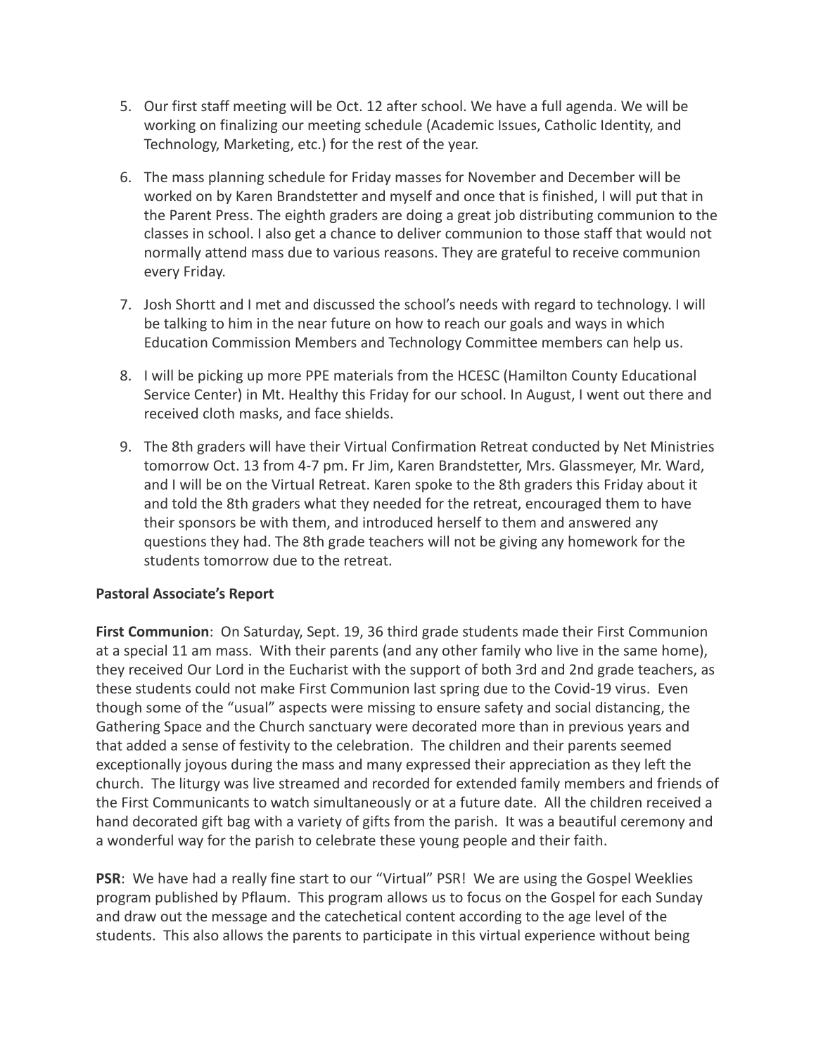5. Our first staff meeting will be Oct. 12 after school. We have a full agenda. We will be working on finalizing our meeting schedule (Academic Issues, Catholic Identity, and Technology, Marketing, etc.) for the rest of the year.

6. The mass planning schedule for Friday masses for November and December will be worked on by Karen Brandstetter and myself and once that is finished, I will put that in the Parent Press. The eighth graders are doing a great job distributing communion to the classes in school. I also get a chance to deliver communion to those staff that would not normally attend mass due to various reasons. They are grateful to receive communion every Friday.

7. Josh Shortt and I met and discussed the school's needs with regard to technology. I will be talking to him in the near future on how to reach our goals and ways in which Education Commission Members and Technology Committee members can help us.

8. I will be picking up more PPE materials from the HCESC (Hamilton County Educational Service Center) in Mt. Healthy this Friday for our school. In August, I went out there and received cloth masks, and face shields.

9. The 8th graders will have their Virtual Confirmation Retreat conducted by Net Ministries tomorrow Oct. 13 from 4-7 pm. Fr Jim, Karen Brandstetter, Mrs. Glassmeyer, Mr. Ward, and I will be on the Virtual Retreat. Karen spoke to the 8th graders this Friday about it and told the 8th graders what they needed for the retreat, encouraged them to have their sponsors be with them, and introduced herself to them and answered any questions they had. The 8th grade teachers will not be giving any homework for the students tomorrow due to the retreat.

**Pastoral Associate's Report**

**First Communion**: On Saturday, Sept. 19, 36 third grade students made their First Communion at a special 11 am mass. With their parents (and any other family who live in the same home), they received Our Lord in the Eucharist with the support of both 3rd and 2nd grade teachers, as these students could not make First Communion last spring due to the Covid-19 virus. Even though some of the "usual" aspects were missing to ensure safety and social distancing, the Gathering Space and the Church sanctuary were decorated more than in previous years and that added a sense of festivity to the celebration. The children and their parents seemed exceptionally joyous during the mass and many expressed their appreciation as they left the church. The liturgy was live streamed and recorded for extended family members and friends of the First Communicants to watch simultaneously or at a future date. All the children received a hand decorated gift bag with a variety of gifts from the parish. It was a beautiful ceremony and a wonderful way for the parish to celebrate these young people and their faith.

**PSR**: We have had a really fine start to our "Virtual" PSR! We are using the Gospel Weeklies program published by Pflaum. This program allows us to focus on the Gospel for each Sunday and draw out the message and the catechetical content according to the age level of the students. This also allows the parents to participate in this virtual experience without being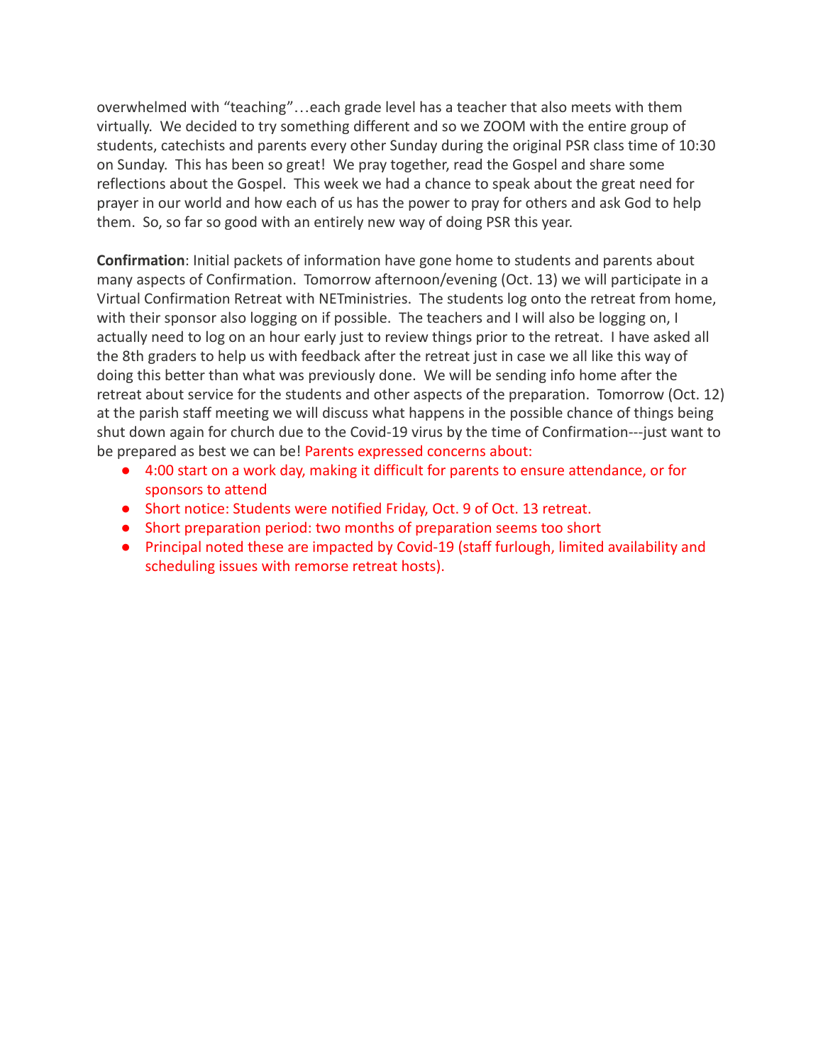overwhelmed with "teaching"…each grade level has a teacher that also meets with them virtually. We decided to try something different and so we ZOOM with the entire group of students, catechists and parents every other Sunday during the original PSR class time of 10:30 on Sunday. This has been so great! We pray together, read the Gospel and share some reflections about the Gospel. This week we had a chance to speak about the great need for prayer in our world and how each of us has the power to pray for others and ask God to help them. So, so far so good with an entirely new way of doing PSR this year.

**Confirmation**: Initial packets of information have gone home to students and parents about many aspects of Confirmation. Tomorrow afternoon/evening (Oct. 13) we will participate in a Virtual Confirmation Retreat with NETministries. The students log onto the retreat from home, with their sponsor also logging on if possible. The teachers and I will also be logging on, I actually need to log on an hour early just to review things prior to the retreat. I have asked all the 8th graders to help us with feedback after the retreat just in case we all like this way of doing this better than what was previously done. We will be sending info home after the retreat about service for the students and other aspects of the preparation. Tomorrow (Oct. 12) at the parish staff meeting we will discuss what happens in the possible chance of things being shut down again for church due to the Covid-19 virus by the time of Confirmation---just want to be prepared as best we can be! Parents expressed concerns about:

- 4:00 start on a work day, making it difficult for parents to ensure attendance, or for sponsors to attend
- Short notice: Students were notified Friday, Oct. 9 of Oct. 13 retreat.
- Short preparation period: two months of preparation seems too short
- Principal noted these are impacted by Covid-19 (staff furlough, limited availability and scheduling issues with remorse retreat hosts).